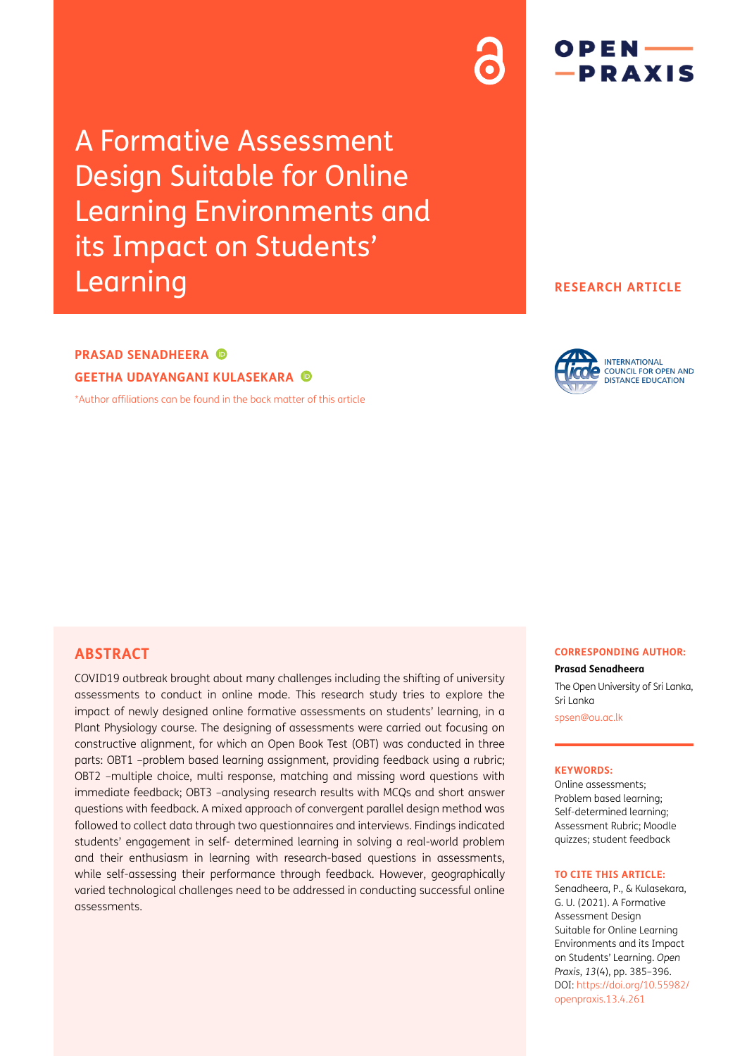# A Formative Assessment Design Suitable for Online Learning Environments and its Impact on Students' Learning

**RESEARCH ARTICLE**

**PRASAD SENADHEERA**

**GEETHA UDAYANGANI KULASEKARA**

*Author affiliations can be found in the back matter of this article

## ABSTRACT

COVID19 outbreak brought about many challenges including the shifting of university assessments to conduct in online mode. This research study tries to explore the impact of newly designed online formative assessments on students' learning, in a Plant Physiology course. The designing of assessments were carried out focusing on constructive alignment, for which an Open Book Test (OBT) was conducted in three parts: OBT1 –problem based learning assignment, providing feedback using a rubric; OBT2 –multiple choice, multi response, matching and missing word questions with immediate feedback; OBT3 –analysing research results with MCQs and short answer questions with feedback. A mixed approach of convergent parallel design method was followed to collect data through two questionnaires and interviews. Findings indicated students' engagement in self- determined learning in solving a real-world problem and their enthusiasm in learning with research-based questions in assessments, while self-assessing their performance through feedback. However, geographically varied technological challenges need to be addressed in conducting successful online assessments.

**CORRESPONDING AUTHOR:**

**Prasad Senadheera**

The Open University of Sri Lanka, Sri Lanka

spsen@ou.ac.lk

**KEYWORDS:**

Online assessments; Problem based learning; Self-determined learning; Assessment Rubric; Moodle quizzes; student feedback

**TO CITE THIS ARTICLE:**

Senadheera, P., & Kulasekara, G. U. (2021). A Formative Assessment Design Suitable for Online Learning Environments and its Impact on Students' Learning. *Open Praxis*, *13*(4), pp. 385–396. DOI: https://doi.org/10.55982/openpraxis.13.4.261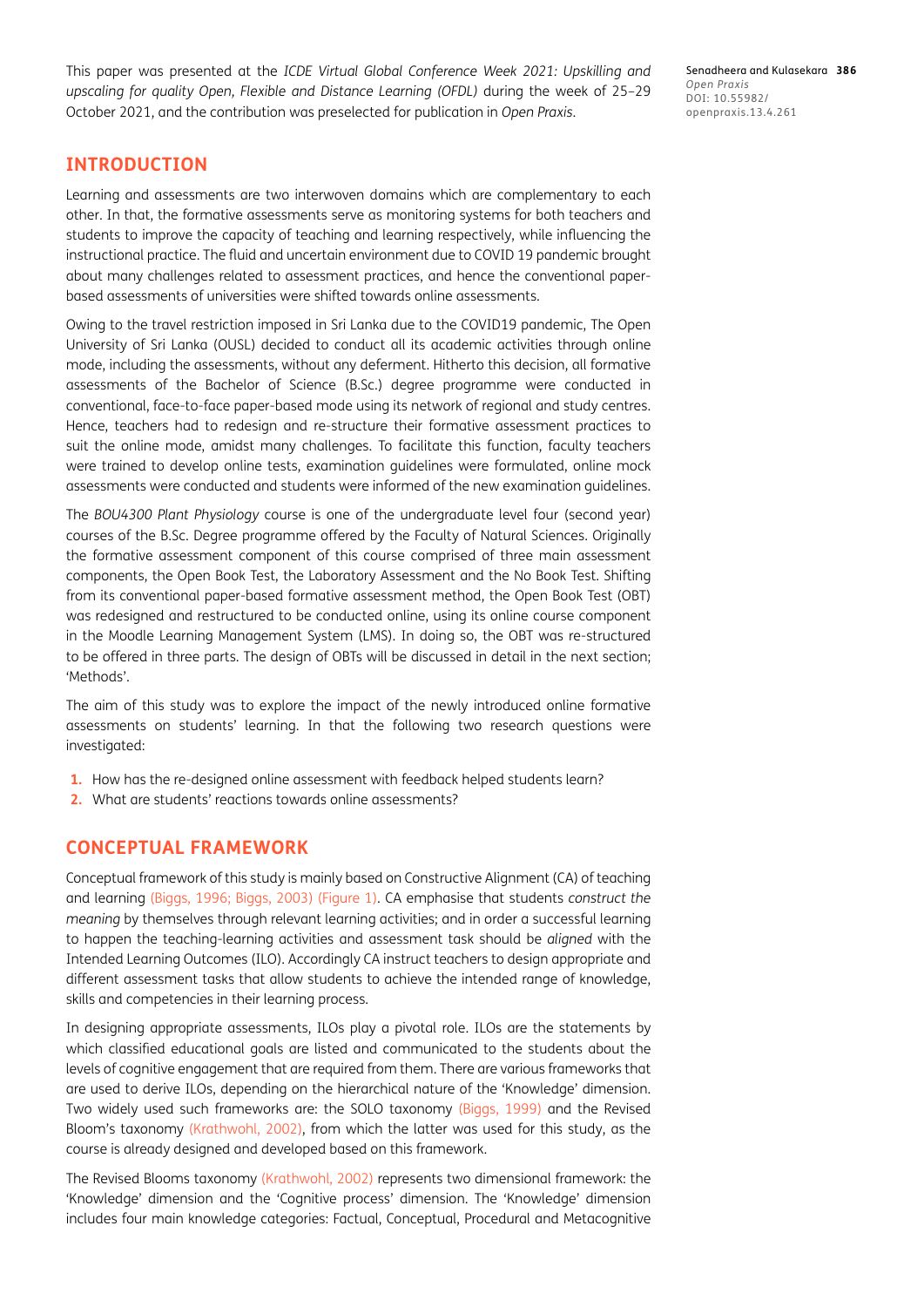This paper was presented at the *ICDE Virtual Global Conference Week 2021: Upskilling and upscaling for quality Open, Flexible and Distance Learning (OFDL)* during the week of 25–29 October 2021, and the contribution was preselected for publication in *Open Praxis*.

## INTRODUCTION

Learning and assessments are two interwoven domains which are complementary to each other. In that, the formative assessments serve as monitoring systems for both teachers and students to improve the capacity of teaching and learning respectively, while influencing the instructional practice. The fluid and uncertain environment due to COVID 19 pandemic brought about many challenges related to assessment practices, and hence the conventional paper-based assessments of universities were shifted towards online assessments.

Owing to the travel restriction imposed in Sri Lanka due to the COVID19 pandemic, The Open University of Sri Lanka (OUSL) decided to conduct all its academic activities through online mode, including the assessments, without any deferment. Hitherto this decision, all formative assessments of the Bachelor of Science (B.Sc.) degree programme were conducted in conventional, face-to-face paper-based mode using its network of regional and study centres. Hence, teachers had to redesign and re-structure their formative assessment practices to suit the online mode, amidst many challenges. To facilitate this function, faculty teachers were trained to develop online tests, examination guidelines were formulated, online mock assessments were conducted and students were informed of the new examination guidelines.

The *BOU4300 Plant Physiology* course is one of the undergraduate level four (second year) courses of the B.Sc. Degree programme offered by the Faculty of Natural Sciences. Originally the formative assessment component of this course comprised of three main assessment components, the Open Book Test, the Laboratory Assessment and the No Book Test. Shifting from its conventional paper-based formative assessment method, the Open Book Test (OBT) was redesigned and restructured to be conducted online, using its online course component in the Moodle Learning Management System (LMS). In doing so, the OBT was re-structured to be offered in three parts. The design of OBTs will be discussed in detail in the next section; 'Methods'.

The aim of this study was to explore the impact of the newly introduced online formative assessments on students' learning. In that the following two research questions were investigated:

1. How has the re-designed online assessment with feedback helped students learn?
2. What are students' reactions towards online assessments?

## CONCEPTUAL FRAMEWORK

Conceptual framework of this study is mainly based on Constructive Alignment (CA) of teaching and learning (Biggs, 1996; Biggs, 2003) (Figure 1). CA emphasise that students *construct the meaning* by themselves through relevant learning activities; and in order a successful learning to happen the teaching-learning activities and assessment task should be *aligned* with the Intended Learning Outcomes (ILO). Accordingly CA instruct teachers to design appropriate and different assessment tasks that allow students to achieve the intended range of knowledge, skills and competencies in their learning process.

In designing appropriate assessments, ILOs play a pivotal role. ILOs are the statements by which classified educational goals are listed and communicated to the students about the levels of cognitive engagement that are required from them. There are various frameworks that are used to derive ILOs, depending on the hierarchical nature of the 'Knowledge' dimension. Two widely used such frameworks are: the SOLO taxonomy (Biggs, 1999) and the Revised Bloom's taxonomy (Krathwohl, 2002), from which the latter was used for this study, as the course is already designed and developed based on this framework.

The Revised Blooms taxonomy (Krathwohl, 2002) represents two dimensional framework: the 'Knowledge' dimension and the 'Cognitive process' dimension. The 'Knowledge' dimension includes four main knowledge categories: Factual, Conceptual, Procedural and Metacognitive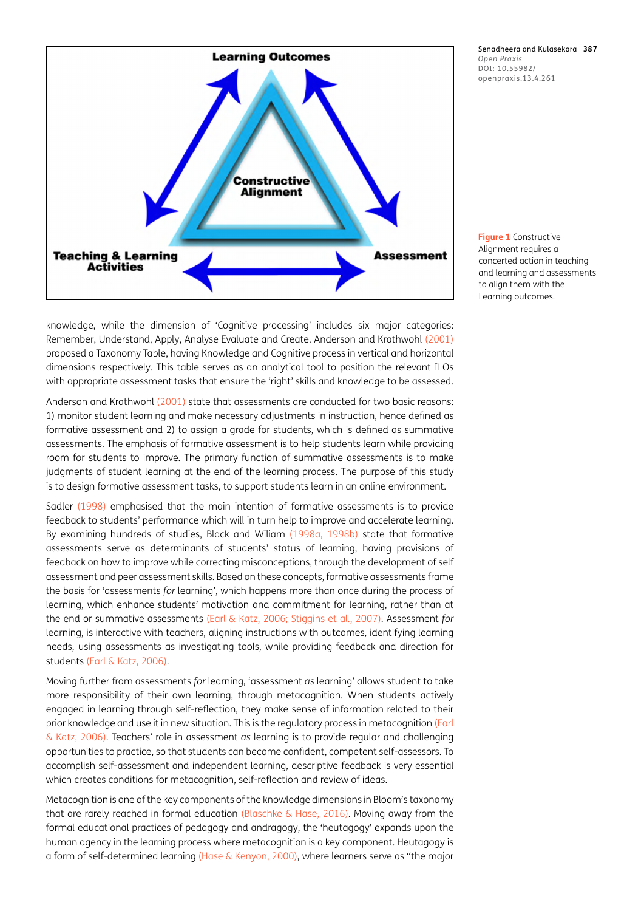Figure 1 Constructive Alignment requires a concerted action in teaching and learning and assessments to align them with the Learning outcomes.

knowledge, while the dimension of 'Cognitive processing' includes six major categories: Remember, Understand, Apply, Analyse Evaluate and Create. Anderson and Krathwohl (2001) proposed a Taxonomy Table, having Knowledge and Cognitive process in vertical and horizontal dimensions respectively. This table serves as an analytical tool to position the relevant ILOs with appropriate assessment tasks that ensure the 'right' skills and knowledge to be assessed.

Anderson and Krathwohl (2001) state that assessments are conducted for two basic reasons: 1) monitor student learning and make necessary adjustments in instruction, hence defined as formative assessment and 2) to assign a grade for students, which is defined as summative assessments. The emphasis of formative assessment is to help students learn while providing room for students to improve. The primary function of summative assessments is to make judgments of student learning at the end of the learning process. The purpose of this study is to design formative assessment tasks, to support students learn in an online environment.

Sadler (1998) emphasised that the main intention of formative assessments is to provide feedback to students' performance which will in turn help to improve and accelerate learning. By examining hundreds of studies, Black and Wiliam (1998a, 1998b) state that formative assessments serve as determinants of students' status of learning, having provisions of feedback on how to improve while correcting misconceptions, through the development of self assessment and peer assessment skills. Based on these concepts, formative assessments frame the basis for 'assessments *for* learning', which happens more than once during the process of learning, which enhance students' motivation and commitment for learning, rather than at the end or summative assessments (Earl & Katz, 2006; Stiggins et al., 2007). Assessment *for* learning, is interactive with teachers, aligning instructions with outcomes, identifying learning needs, using assessments as investigating tools, while providing feedback and direction for students (Earl & Katz, 2006).

Moving further from assessments *for* learning, 'assessment *as* learning' allows student to take more responsibility of their own learning, through metacognition. When students actively engaged in learning through self-reflection, they make sense of information related to their prior knowledge and use it in new situation. This is the regulatory process in metacognition (Earl & Katz, 2006). Teachers' role in assessment *as* learning is to provide regular and challenging opportunities to practice, so that students can become confident, competent self-assessors. To accomplish self-assessment and independent learning, descriptive feedback is very essential which creates conditions for metacognition, self-reflection and review of ideas.

Metacognition is one of the key components of the knowledge dimensions in Bloom's taxonomy that are rarely reached in formal education (Blaschke & Hase, 2016). Moving away from the formal educational practices of pedagogy and andragogy, the 'heutagogy' expands upon the human agency in the learning process where metacognition is a key component. Heutagogy is a form of self-determined learning (Hase & Kenyon, 2000), where learners serve as "the major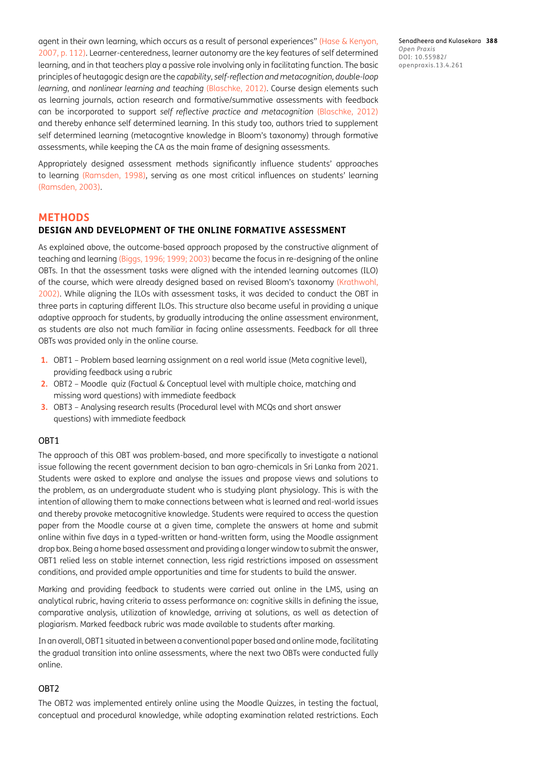agent in their own learning, which occurs as a result of personal experiences" (Hase & Kenyon, 2007, p. 112). Learner-centeredness, learner autonomy are the key features of self determined learning, and in that teachers play a passive role involving only in facilitating function. The basic principles of heutagogic design are the *capability*, *self-reflection and metacognition, double-loop learning*, and *nonlinear learning and teaching* (Blaschke, 2012). Course design elements such as learning journals, action research and formative/summative assessments with feedback can be incorporated to support *self reflective practice and metacognition* (Blaschke, 2012) and thereby enhance self determined learning. In this study too, authors tried to supplement self determined learning (metacogntive knowledge in Bloom's taxonomy) through formative assessments, while keeping the CA as the main frame of designing assessments.

Appropriately designed assessment methods significantly influence students' approaches to learning (Ramsden, 1998), serving as one most critical influences on students' learning (Ramsden, 2003).

## METHODS

### DESIGN AND DEVELOPMENT OF THE ONLINE FORMATIVE ASSESSMENT

As explained above, the outcome-based approach proposed by the constructive alignment of teaching and learning (Biggs, 1996; 1999; 2003) became the focus in re-designing of the online OBTs. In that the assessment tasks were aligned with the intended learning outcomes (ILO) of the course, which were already designed based on revised Bloom's taxonomy (Krathwohl, 2002). While aligning the ILOs with assessment tasks, it was decided to conduct the OBT in three parts in capturing different ILOs. This structure also became useful in providing a unique adaptive approach for students, by gradually introducing the online assessment environment, as students are also not much familiar in facing online assessments. Feedback for all three OBTs was provided only in the online course.

1. OBT1 – Problem based learning assignment on a real world issue (Meta cognitive level), providing feedback using a rubric
2. OBT2 – Moodle quiz (Factual & Conceptual level with multiple choice, matching and missing word questions) with immediate feedback
3. OBT3 – Analysing research results (Procedural level with MCQs and short answer questions) with immediate feedback

#### OBT1

The approach of this OBT was problem-based, and more specifically to investigate a national issue following the recent government decision to ban agro-chemicals in Sri Lanka from 2021. Students were asked to explore and analyse the issues and propose views and solutions to the problem, as an undergraduate student who is studying plant physiology. This is with the intention of allowing them to make connections between what is learned and real-world issues and thereby provoke metacognitive knowledge. Students were required to access the question paper from the Moodle course at a given time, complete the answers at home and submit online within five days in a typed-written or hand-written form, using the Moodle assignment drop box. Being a home based assessment and providing a longer window to submit the answer, OBT1 relied less on stable internet connection, less rigid restrictions imposed on assessment conditions, and provided ample opportunities and time for students to build the answer.

Marking and providing feedback to students were carried out online in the LMS, using an analytical rubric, having criteria to assess performance on: cognitive skills in defining the issue, comparative analysis, utilization of knowledge, arriving at solutions, as well as detection of plagiarism. Marked feedback rubric was made available to students after marking.

In an overall, OBT1 situated in between a conventional paper based and online mode, facilitating the gradual transition into online assessments, where the next two OBTs were conducted fully online.

#### OBT2

The OBT2 was implemented entirely online using the Moodle Quizzes, in testing the factual, conceptual and procedural knowledge, while adopting examination related restrictions. Each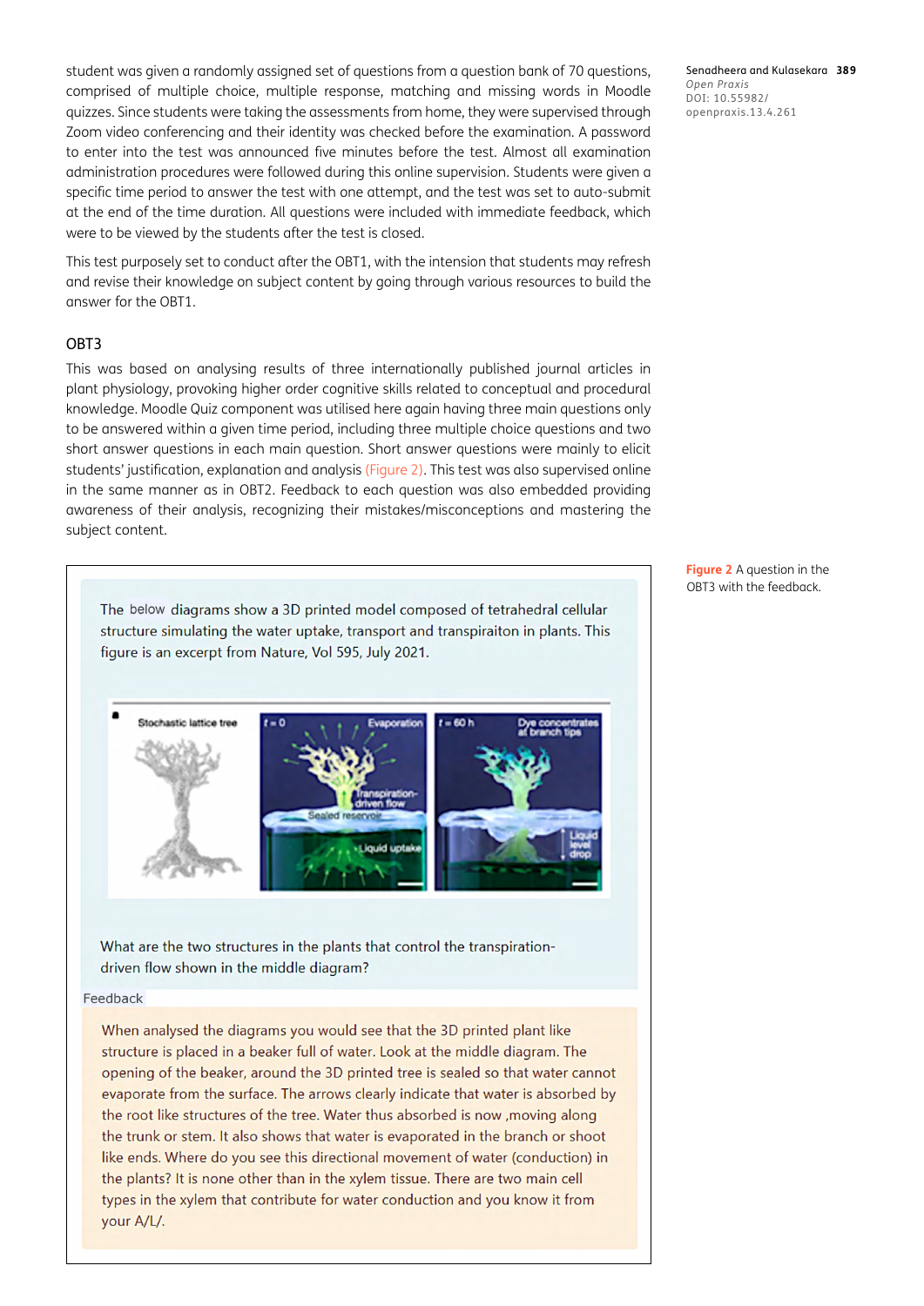student was given a randomly assigned set of questions from a question bank of 70 questions, comprised of multiple choice, multiple response, matching and missing words in Moodle quizzes. Since students were taking the assessments from home, they were supervised through Zoom video conferencing and their identity was checked before the examination. A password to enter into the test was announced five minutes before the test. Almost all examination administration procedures were followed during this online supervision. Students were given a specific time period to answer the test with one attempt, and the test was set to auto-submit at the end of the time duration. All questions were included with immediate feedback, which were to be viewed by the students after the test is closed.

This test purposely set to conduct after the OBT1, with the intension that students may refresh and revise their knowledge on subject content by going through various resources to build the answer for the OBT1.

## OBT3

This was based on analysing results of three internationally published journal articles in plant physiology, provoking higher order cognitive skills related to conceptual and procedural knowledge. Moodle Quiz component was utilised here again having three main questions only to be answered within a given time period, including three multiple choice questions and two short answer questions in each main question. Short answer questions were mainly to elicit students' justification, explanation and analysis (Figure 2). This test was also supervised online in the same manner as in OBT2. Feedback to each question was also embedded providing awareness of their analysis, recognizing their mistakes/misconceptions and mastering the subject content.

The below diagrams show a 3D printed model composed of tetrahedral cellular structure simulating the water uptake, transport and transpiraiton in plants. This figure is an excerpt from Nature, Vol 595, July 2021.

What are the two structures in the plants that control the transpiration-driven flow shown in the middle diagram?

Feedback

When analysed the diagrams you would see that the 3D printed plant like structure is placed in a beaker full of water. Look at the middle diagram. The opening of the beaker, around the 3D printed tree is sealed so that water cannot evaporate from the surface. The arrows clearly indicate that water is absorbed by the root like structures of the tree. Water thus absorbed is now ,moving along the trunk or stem. It also shows that water is evaporated in the branch or shoot like ends. Where do you see this directional movement of water (conduction) in the plants? It is none other than in the xylem tissue. There are two main cell types in the xylem that contribute for water conduction and you know it from your A/L/.

**Figure 2** A question in the OBT3 with the feedback.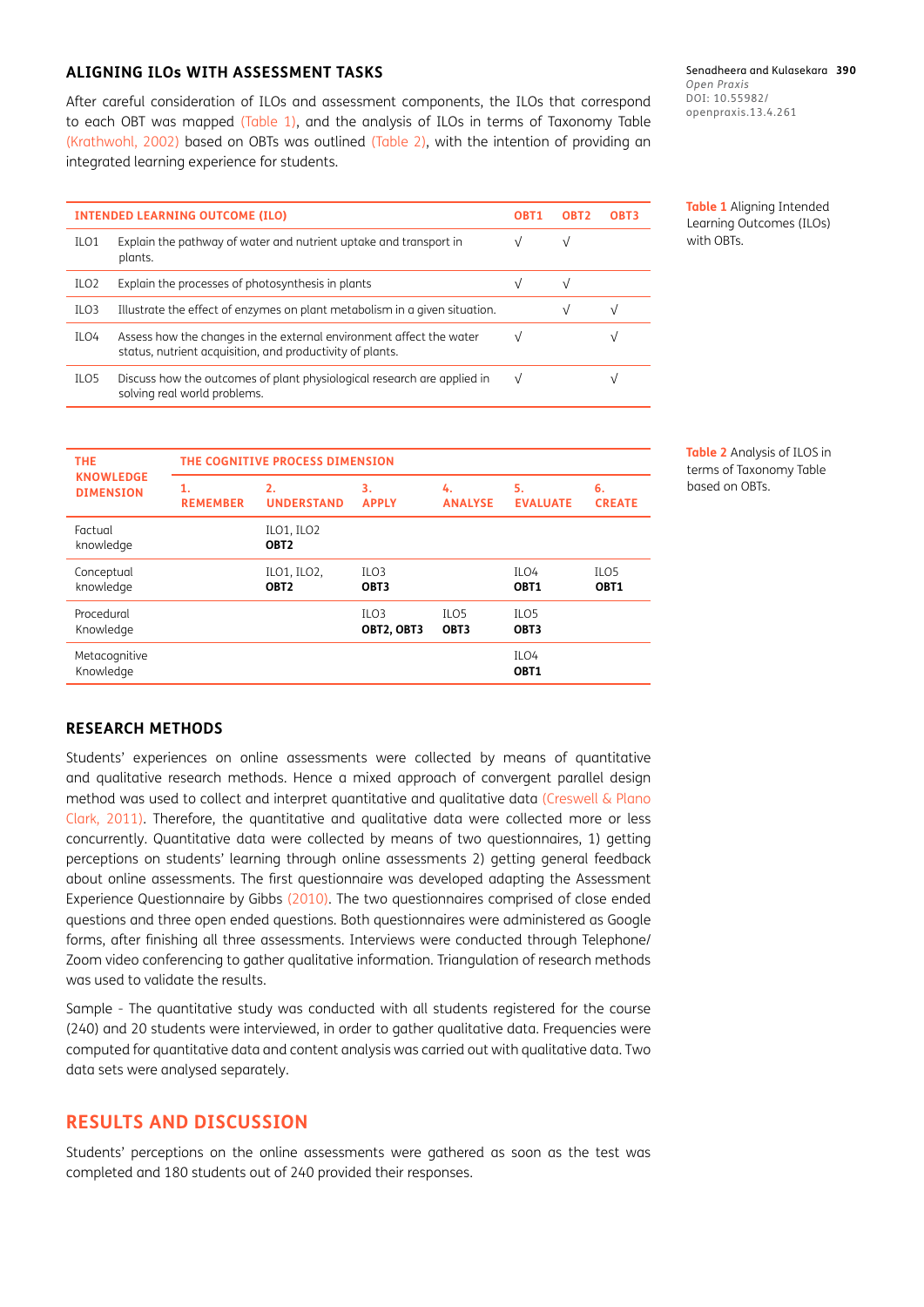## ALIGNING ILOs WITH ASSESSMENT TASKS

After careful consideration of ILOs and assessment components, the ILOs that correspond to each OBT was mapped (Table 1), and the analysis of ILOs in terms of Taxonomy Table (Krathwohl, 2002) based on OBTs was outlined (Table 2), with the intention of providing an integrated learning experience for students.

**Table 1** Aligning Intended Learning Outcomes (ILOs) with OBTs.

| INTENDED LEARNING OUTCOME (ILO) | | OBT1 | OBT2 | OBT3 |
|---|---|---|---|---|
| ILO1 | Explain the pathway of water and nutrient uptake and transport in plants. | √ | √ | |
| ILO2 | Explain the processes of photosynthesis in plants | √ | √ | |
| ILO3 | Illustrate the effect of enzymes on plant metabolism in a given situation. | | √ | √ |
| ILO4 | Assess how the changes in the external environment affect the water status, nutrient acquisition, and productivity of plants. | √ | | √ |
| ILO5 | Discuss how the outcomes of plant physiological research are applied in solving real world problems. | √ | | √ |

**Table 2** Analysis of ILOS in terms of Taxonomy Table based on OBTs.

| THE KNOWLEDGE DIMENSION | THE COGNITIVE PROCESS DIMENSION | | | | | |
|---|---|---|---|---|---|---|
| | 1. REMEMBER | 2. UNDERSTAND | 3. APPLY | 4. ANALYSE | 5. EVALUATE | 6. CREATE |
| Factual knowledge | | ILO1, ILO2 **OBT2** | | | | |
| Conceptual knowledge | | ILO1, ILO2, **OBT2** | ILO3 **OBT3** | | ILO4 **OBT1** | ILO5 **OBT1** |
| Procedural Knowledge | | | ILO3 **OBT2, OBT3** | ILO5 **OBT3** | ILO5 **OBT3** | |
| Metacognitive Knowledge | | | | | ILO4 **OBT1** | |

## RESEARCH METHODS

Students' experiences on online assessments were collected by means of quantitative and qualitative research methods. Hence a mixed approach of convergent parallel design method was used to collect and interpret quantitative and qualitative data (Creswell & Plano Clark, 2011). Therefore, the quantitative and qualitative data were collected more or less concurrently. Quantitative data were collected by means of two questionnaires, 1) getting perceptions on students' learning through online assessments 2) getting general feedback about online assessments. The first questionnaire was developed adapting the Assessment Experience Questionnaire by Gibbs (2010). The two questionnaires comprised of close ended questions and three open ended questions. Both questionnaires were administered as Google forms, after finishing all three assessments. Interviews were conducted through Telephone/ Zoom video conferencing to gather qualitative information. Triangulation of research methods was used to validate the results.

Sample - The quantitative study was conducted with all students registered for the course (240) and 20 students were interviewed, in order to gather qualitative data. Frequencies were computed for quantitative data and content analysis was carried out with qualitative data. Two data sets were analysed separately.

## RESULTS AND DISCUSSION

Students' perceptions on the online assessments were gathered as soon as the test was completed and 180 students out of 240 provided their responses.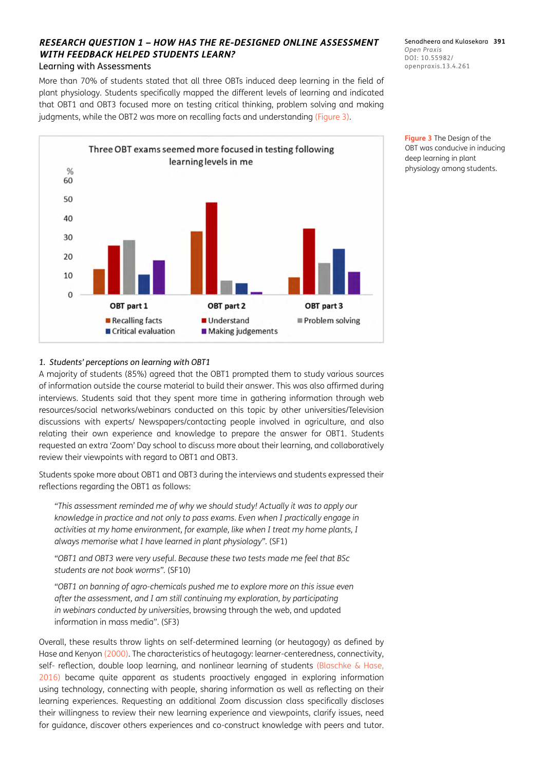### *RESEARCH QUESTION 1 – HOW HAS THE RE-DESIGNED ONLINE ASSESSMENT WITH FEEDBACK HELPED STUDENTS LEARN?*

Learning with Assessments

More than 70% of students stated that all three OBTs induced deep learning in the field of plant physiology. Students specifically mapped the different levels of learning and indicated that OBT1 and OBT3 focused more on testing critical thinking, problem solving and making judgments, while the OBT2 was more on recalling facts and understanding (Figure 3).

**Figure 3** The Design of the OBT was conducive in inducing deep learning in plant physiology among students.

*1. Students' perceptions on learning with OBT1*

A majority of students (85%) agreed that the OBT1 prompted them to study various sources of information outside the course material to build their answer. This was also affirmed during interviews. Students said that they spent more time in gathering information through web resources/social networks/webinars conducted on this topic by other universities/Television discussions with experts/ Newspapers/contacting people involved in agriculture, and also relating their own experience and knowledge to prepare the answer for OBT1. Students requested an extra 'Zoom' Day school to discuss more about their learning, and collaboratively review their viewpoints with regard to OBT1 and OBT3.

Students spoke more about OBT1 and OBT3 during the interviews and students expressed their reflections regarding the OBT1 as follows:

> *"This assessment reminded me of why we should study! Actually it was to apply our knowledge in practice and not only to pass exams. Even when I practically engage in activities at my home environment, for example, like when I treat my home plants, I always memorise what I have learned in plant physiology".* (SF1)

> *"OBT1 and OBT3 were very useful. Because these two tests made me feel that BSc students are not book worms".* (SF10)

> *"OBT1 on banning of agro-chemicals pushed me to explore more on this issue even after the assessment, and I am still continuing my exploration, by participating in webinars conducted by universities*, browsing through the web, and updated information in mass media". (SF3)

Overall, these results throw lights on self-determined learning (or heutagogy) as defined by Hase and Kenyon (2000). The characteristics of heutagogy: learner-centeredness, connectivity, self- reflection, double loop learning, and nonlinear learning of students (Blaschke & Hase, 2016) became quite apparent as students proactively engaged in exploring information using technology, connecting with people, sharing information as well as reflecting on their learning experiences. Requesting an additional Zoom discussion class specifically discloses their willingness to review their new learning experience and viewpoints, clarify issues, need for guidance, discover others experiences and co-construct knowledge with peers and tutor.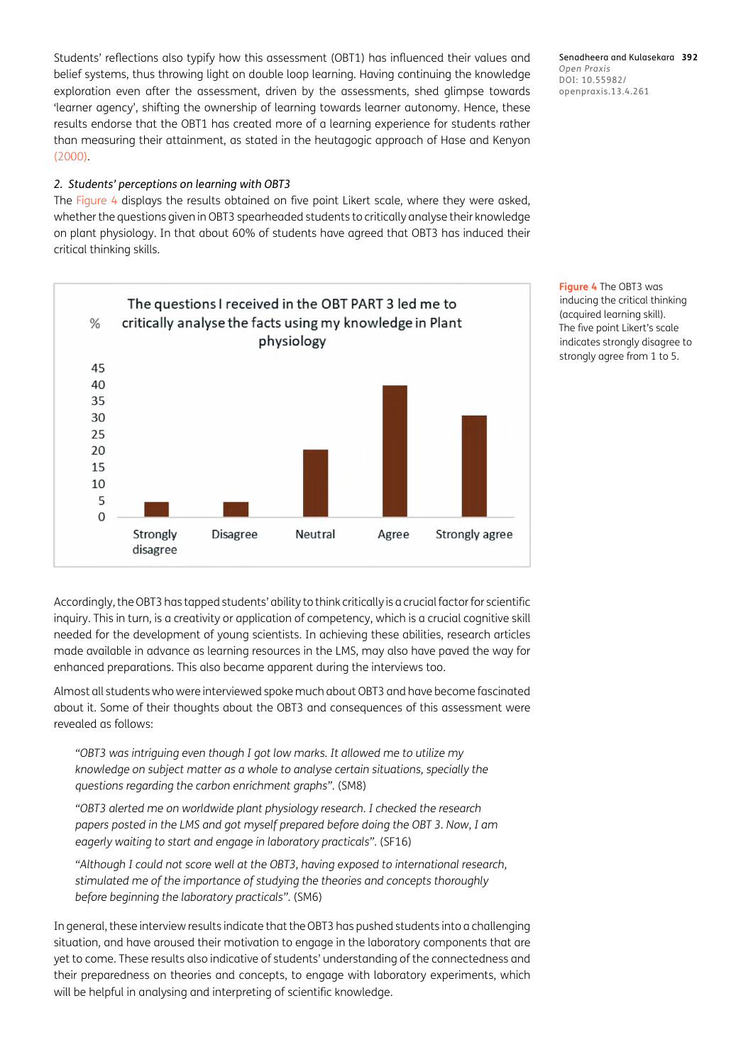Students' reflections also typify how this assessment (OBT1) has influenced their values and belief systems, thus throwing light on double loop learning. Having continuing the knowledge exploration even after the assessment, driven by the assessments, shed glimpse towards 'learner agency', shifting the ownership of learning towards learner autonomy. Hence, these results endorse that the OBT1 has created more of a learning experience for students rather than measuring their attainment, as stated in the heutagogic approach of Hase and Kenyon (2000).

*2. Students' perceptions on learning with OBT3*

The Figure 4 displays the results obtained on five point Likert scale, where they were asked, whether the questions given in OBT3 spearheaded students to critically analyse their knowledge on plant physiology. In that about 60% of students have agreed that OBT3 has induced their critical thinking skills.

**Figure 4** The OBT3 was inducing the critical thinking (acquired learning skill). The five point Likert's scale indicates strongly disagree to strongly agree from 1 to 5.

Accordingly, the OBT3 has tapped students' ability to think critically is a crucial factor for scientific inquiry. This in turn, is a creativity or application of competency, which is a crucial cognitive skill needed for the development of young scientists. In achieving these abilities, research articles made available in advance as learning resources in the LMS, may also have paved the way for enhanced preparations. This also became apparent during the interviews too.

Almost all students who were interviewed spoke much about OBT3 and have become fascinated about it. Some of their thoughts about the OBT3 and consequences of this assessment were revealed as follows:

> *"OBT3 was intriguing even though I got low marks. It allowed me to utilize my knowledge on subject matter as a whole to analyse certain situations, specially the questions regarding the carbon enrichment graphs".* (SM8)

> *"OBT3 alerted me on worldwide plant physiology research. I checked the research papers posted in the LMS and got myself prepared before doing the OBT 3. Now, I am eagerly waiting to start and engage in laboratory practicals".* (SF16)

> *"Although I could not score well at the OBT3, having exposed to international research, stimulated me of the importance of studying the theories and concepts thoroughly before beginning the laboratory practicals".* (SM6)

In general, these interview results indicate that the OBT3 has pushed students into a challenging situation, and have aroused their motivation to engage in the laboratory components that are yet to come. These results also indicative of students' understanding of the connectedness and their preparedness on theories and concepts, to engage with laboratory experiments, which will be helpful in analysing and interpreting of scientific knowledge.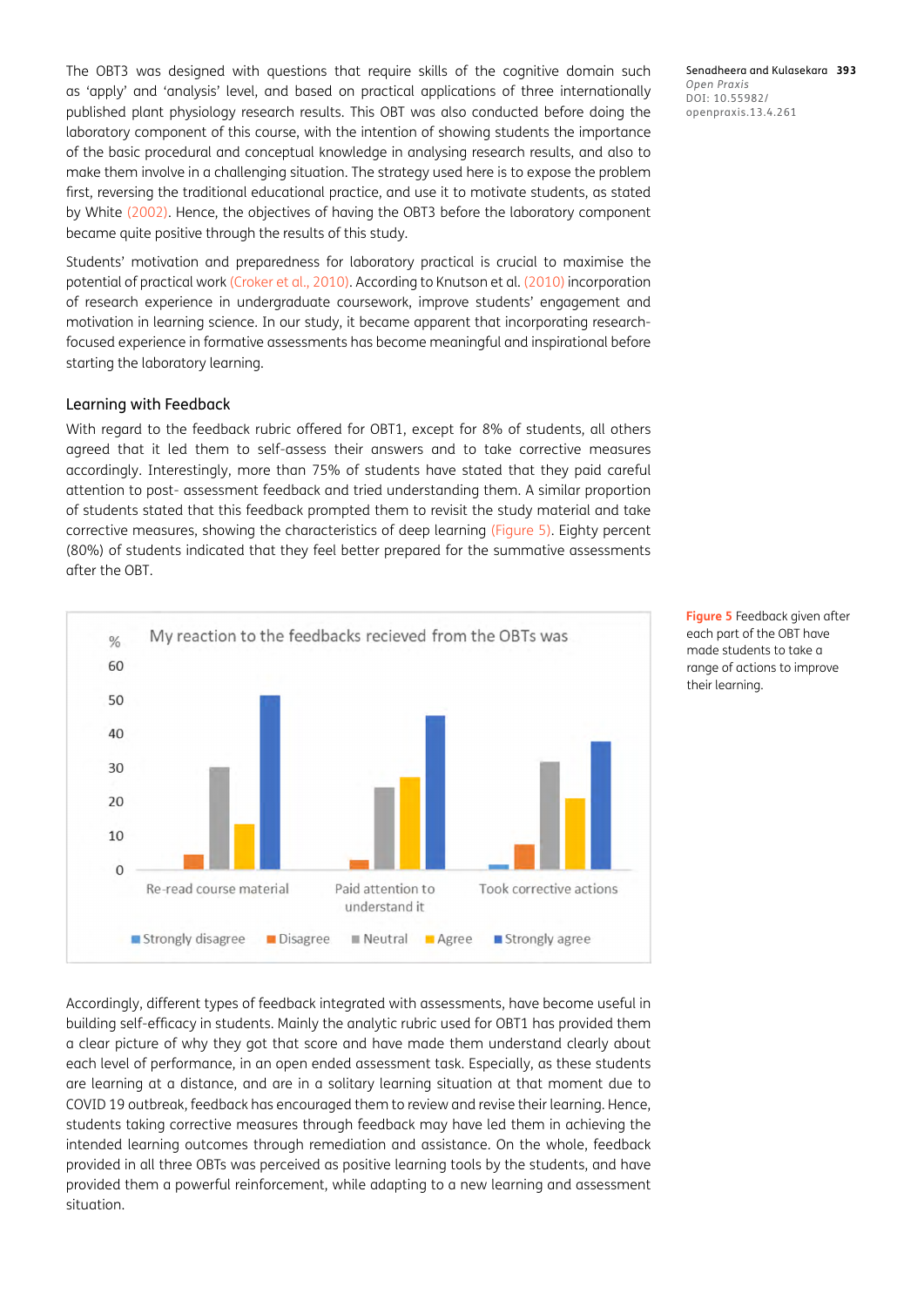The OBT3 was designed with questions that require skills of the cognitive domain such as 'apply' and 'analysis' level, and based on practical applications of three internationally published plant physiology research results. This OBT was also conducted before doing the laboratory component of this course, with the intention of showing students the importance of the basic procedural and conceptual knowledge in analysing research results, and also to make them involve in a challenging situation. The strategy used here is to expose the problem first, reversing the traditional educational practice, and use it to motivate students, as stated by White (2002). Hence, the objectives of having the OBT3 before the laboratory component became quite positive through the results of this study.

Students' motivation and preparedness for laboratory practical is crucial to maximise the potential of practical work (Croker et al., 2010). According to Knutson et al. (2010) incorporation of research experience in undergraduate coursework, improve students' engagement and motivation in learning science. In our study, it became apparent that incorporating research-focused experience in formative assessments has become meaningful and inspirational before starting the laboratory learning.

### Learning with Feedback

With regard to the feedback rubric offered for OBT1, except for 8% of students, all others agreed that it led them to self-assess their answers and to take corrective measures accordingly. Interestingly, more than 75% of students have stated that they paid careful attention to post- assessment feedback and tried understanding them. A similar proportion of students stated that this feedback prompted them to revisit the study material and take corrective measures, showing the characteristics of deep learning (Figure 5). Eighty percent (80%) of students indicated that they feel better prepared for the summative assessments after the OBT.

**Figure 5** Feedback given after each part of the OBT have made students to take a range of actions to improve their learning.

Accordingly, different types of feedback integrated with assessments, have become useful in building self-efficacy in students. Mainly the analytic rubric used for OBT1 has provided them a clear picture of why they got that score and have made them understand clearly about each level of performance, in an open ended assessment task. Especially, as these students are learning at a distance, and are in a solitary learning situation at that moment due to COVID 19 outbreak, feedback has encouraged them to review and revise their learning. Hence, students taking corrective measures through feedback may have led them in achieving the intended learning outcomes through remediation and assistance. On the whole, feedback provided in all three OBTs was perceived as positive learning tools by the students, and have provided them a powerful reinforcement, while adapting to a new learning and assessment situation.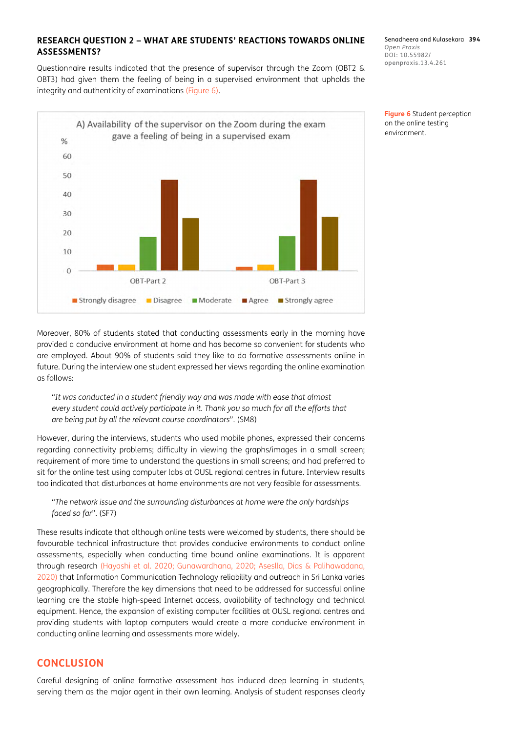### RESEARCH QUESTION 2 – WHAT ARE STUDENTS' REACTIONS TOWARDS ONLINE ASSESSMENTS?

Questionnaire results indicated that the presence of supervisor through the Zoom (OBT2 & OBT3) had given them the feeling of being in a supervised environment that upholds the integrity and authenticity of examinations (Figure 6).

A) Availability of the supervisor on the Zoom during the exam gave a feeling of being in a supervised exam

**Figure 6** Student perception on the online testing environment.

Moreover, 80% of students stated that conducting assessments early in the morning have provided a conducive environment at home and has become so convenient for students who are employed. About 90% of students said they like to do formative assessments online in future. During the interview one student expressed her views regarding the online examination as follows:

> "*It was conducted in a student friendly way and was made with ease that almost every student could actively participate in it. Thank you so much for all the efforts that are being put by all the relevant course coordinators*". (SM8)

However, during the interviews, students who used mobile phones, expressed their concerns regarding connectivity problems; difficulty in viewing the graphs/images in a small screen; requirement of more time to understand the questions in small screens; and had preferred to sit for the online test using computer labs at OUSL regional centres in future. Interview results too indicated that disturbances at home environments are not very feasible for assessments.

> "*The network issue and the surrounding disturbances at home were the only hardships faced so far*". (SF7)

These results indicate that although online tests were welcomed by students, there should be favourable technical infrastructure that provides conducive environments to conduct online assessments, especially when conducting time bound online examinations. It is apparent through research (Hayashi et al. 2020; Gunawardhana, 2020; Aseslla, Dias & Palihawadana, 2020) that Information Communication Technology reliability and outreach in Sri Lanka varies geographically. Therefore the key dimensions that need to be addressed for successful online learning are the stable high-speed Internet access, availability of technology and technical equipment. Hence, the expansion of existing computer facilities at OUSL regional centres and providing students with laptop computers would create a more conducive environment in conducting online learning and assessments more widely.

## CONCLUSION

Careful designing of online formative assessment has induced deep learning in students, serving them as the major agent in their own learning. Analysis of student responses clearly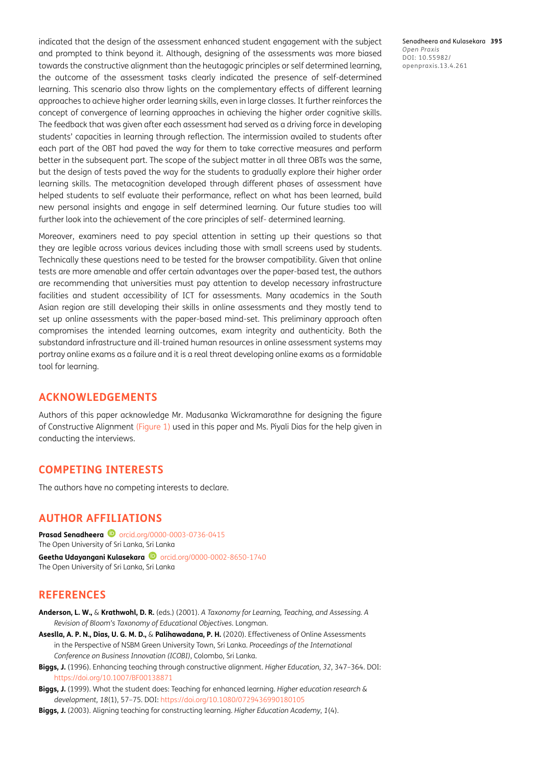indicated that the design of the assessment enhanced student engagement with the subject and prompted to think beyond it. Although, designing of the assessments was more biased towards the constructive alignment than the heutagogic principles or self determined learning, the outcome of the assessment tasks clearly indicated the presence of self-determined learning. This scenario also throw lights on the complementary effects of different learning approaches to achieve higher order learning skills, even in large classes. It further reinforces the concept of convergence of learning approaches in achieving the higher order cognitive skills. The feedback that was given after each assessment had served as a driving force in developing students' capacities in learning through reflection. The intermission availed to students after each part of the OBT had paved the way for them to take corrective measures and perform better in the subsequent part. The scope of the subject matter in all three OBTs was the same, but the design of tests paved the way for the students to gradually explore their higher order learning skills. The metacognition developed through different phases of assessment have helped students to self evaluate their performance, reflect on what has been learned, build new personal insights and engage in self determined learning. Our future studies too will further look into the achievement of the core principles of self- determined learning.

Moreover, examiners need to pay special attention in setting up their questions so that they are legible across various devices including those with small screens used by students. Technically these questions need to be tested for the browser compatibility. Given that online tests are more amenable and offer certain advantages over the paper-based test, the authors are recommending that universities must pay attention to develop necessary infrastructure facilities and student accessibility of ICT for assessments. Many academics in the South Asian region are still developing their skills in online assessments and they mostly tend to set up online assessments with the paper-based mind-set. This preliminary approach often compromises the intended learning outcomes, exam integrity and authenticity. Both the substandard infrastructure and ill-trained human resources in online assessment systems may portray online exams as a failure and it is a real threat developing online exams as a formidable tool for learning.

## ACKNOWLEDGEMENTS

Authors of this paper acknowledge Mr. Madusanka Wickramarathne for designing the figure of Constructive Alignment (Figure 1) used in this paper and Ms. Piyali Dias for the help given in conducting the interviews.

## COMPETING INTERESTS

The authors have no competing interests to declare.

## AUTHOR AFFILIATIONS

**Prasad Senadheera** orcid.org/0000-0003-0736-0415
The Open University of Sri Lanka, Sri Lanka

**Geetha Udayangani Kulasekara** orcid.org/0000-0002-8650-1740
The Open University of Sri Lanka, Sri Lanka

## REFERENCES

**Anderson, L. W.,** & **Krathwohl, D. R.** (eds.) (2001). *A Taxonomy for Learning, Teaching, and Assessing. A Revision of Bloom's Taxonomy of Educational Objectives*. Longman.

**Aseslla, A. P. N., Dias, U. G. M. D.,** & **Palihawadana, P. H.** (2020). Effectiveness of Online Assessments in the Perspective of NSBM Green University Town, Sri Lanka. *Proceedings of the International Conference on Business Innovation (ICOBI)*, Colombo, Sri Lanka.

**Biggs, J.** (1996). Enhancing teaching through constructive alignment. *Higher Education, 32*, 347–364. DOI: https://doi.org/10.1007/BF00138871

**Biggs, J.** (1999). What the student does: Teaching for enhanced learning. *Higher education research & development, 18*(1), 57–75. DOI: https://doi.org/10.1080/0729436990180105

**Biggs, J.** (2003). Aligning teaching for constructing learning. *Higher Education Academy, 1*(4).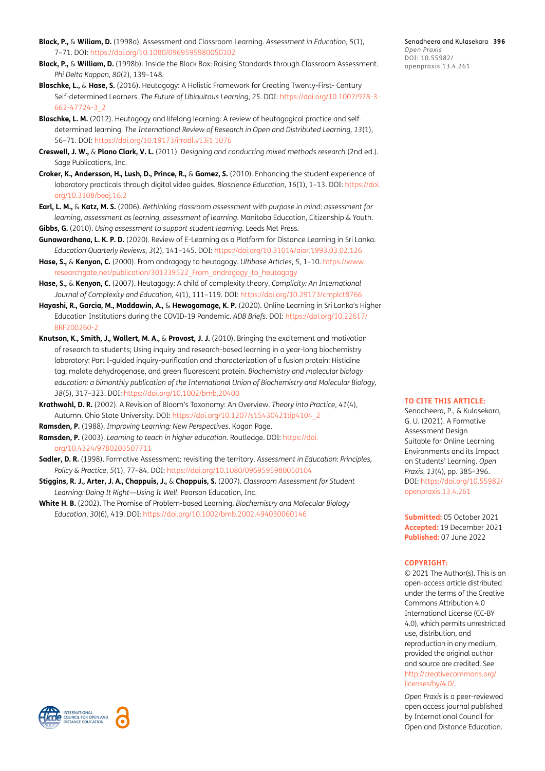**Black, P.,** & **Wiliam, D.** (1998a). Assessment and Classroom Learning. *Assessment in Education, 5*(1), 7–71. DOI: https://doi.org/10.1080/0969595980050102

**Black, P.,** & **William, D.** (1998b). Inside the Black Box: Raising Standards through Classroom Assessment. *Phi Delta Kappan, 80*(2), 139–148.

**Blaschke, L.,** & **Hase, S.** (2016). Heutagogy: A Holistic Framework for Creating Twenty-First- Century Self-determined Learners. *The Future of Ubiquitous Learning, 25*. DOI: https://doi.org/10.1007/978-3-662-47724-3_2

**Blaschke, L. M.** (2012). Heutagogy and lifelong learning: A review of heutagogical practice and self-determined learning. *The International Review of Research in Open and Distributed Learning, 13*(1), 56–71. DOI: https://doi.org/10.19173/irrodl.v13i1.1076

**Creswell, J. W.,** & **Plano Clark, V. L.** (2011). *Designing and conducting mixed methods research* (2nd ed.). Sage Publications, Inc.

**Croker, K., Andersson, H., Lush, D., Prince, R.,** & **Gomez, S.** (2010). Enhancing the student experience of laboratory practicals through digital video guides. *Bioscience Education, 16*(1), 1–13. DOI: https://doi.org/10.3108/beej.16.2

**Earl, L. M.,** & **Katz, M. S.** (2006). *Rethinking classroom assessment with purpose in mind: assessment for learning, assessment as learning, assessment of learning*. Manitoba Education, Citizenship & Youth.

**Gibbs, G.** (2010). *Using assessment to support student learning*. Leeds Met Press.

**Gunawardhana, L. K. P. D.** (2020). Review of E-Learning as a Platform for Distance Learning in Sri Lanka. *Education Quarterly Reviews, 3*(2), 141–145. DOI: https://doi.org/10.31014/aior.1993.03.02.126

**Hase, S.,** & **Kenyon, C.** (2000). From andragogy to heutagogy. *Ultibase Articles, 5*, 1–10. https://www.researchgate.net/publication/301339522_From_andragogy_to_heutagogy

**Hase, S.,** & **Kenyon, C.** (2007). Heutagogy: A child of complexity theory. *Complicity: An International Journal of Complexity and Education*, 4(1), 111–119. DOI: https://doi.org/10.29173/cmplct8766

**Hayashi, R., Garcia, M., Maddawin, A.,** & **Hewagamage, K. P.** (2020). Online Learning in Sri Lanka's Higher Education Institutions during the COVID-19 Pandemic. *ADB Briefs*. DOI: https://doi.org/10.22617/BRF200260-2

**Knutson, K., Smith, J., Wallert, M. A.,** & **Provost, J. J.** (2010). Bringing the excitement and motivation of research to students; Using inquiry and research-based learning in a year-long biochemistry laboratory: Part I-guided inquiry-purification and characterization of a fusion protein: Histidine tag, malate dehydrogenase, and green fluorescent protein. *Biochemistry and molecular biology education: a bimonthly publication of the International Union of Biochemistry and Molecular Biology, 38*(5), 317–323. DOI: https://doi.org/10.1002/bmb.20400

**Krathwohl, D. R.** (2002). A Revision of Bloom's Taxonomy: An Overview. *Theory into Practice, 41*(4), Autumn. Ohio State University. DOI: https://doi.org/10.1207/s15430421tip4104_2

**Ramsden, P.** (1988). *Improving Learning: New Perspectives*. Kogan Page.

**Ramsden, P.** (2003). *Learning to teach in higher education*. Routledge. DOI: https://doi.org/10.4324/9780203507711

**Sadler, D. R.** (1998). Formative Assessment: revisiting the territory. *Assessment in Education: Principles, Policy & Practice, 5*(1), 77–84. DOI: https://doi.org/10.1080/0969595980050104

**Stiggins, R. J., Arter, J. A., Chappuis, J.,** & **Chappuis, S.** (2007). *Classroom Assessment for Student Learning: Doing It Right—Using It Well*. Pearson Education, Inc.

**White H. B.** (2002). The Promise of Problem-based Learning. *Biochemistry and Molecular Biology Education, 30*(6), 419. DOI: https://doi.org/10.1002/bmb.2002.494030060146

**TO CITE THIS ARTICLE:**

Senadheera, P., & Kulasekara, G. U. (2021). A Formative Assessment Design Suitable for Online Learning Environments and its Impact on Students' Learning. *Open Praxis, 13*(4), pp. 385–396. DOI: https://doi.org/10.55982/openpraxis.13.4.261

**Submitted:** 05 October 2021
**Accepted:** 19 December 2021
**Published:** 07 June 2022

**COPYRIGHT:**

© 2021 The Author(s). This is an open-access article distributed under the terms of the Creative Commons Attribution 4.0 International License (CC-BY 4.0), which permits unrestricted use, distribution, and reproduction in any medium, provided the original author and source are credited. See http://creativecommons.org/licenses/by/4.0/.

*Open Praxis* is a peer-reviewed open access journal published by International Council for Open and Distance Education.